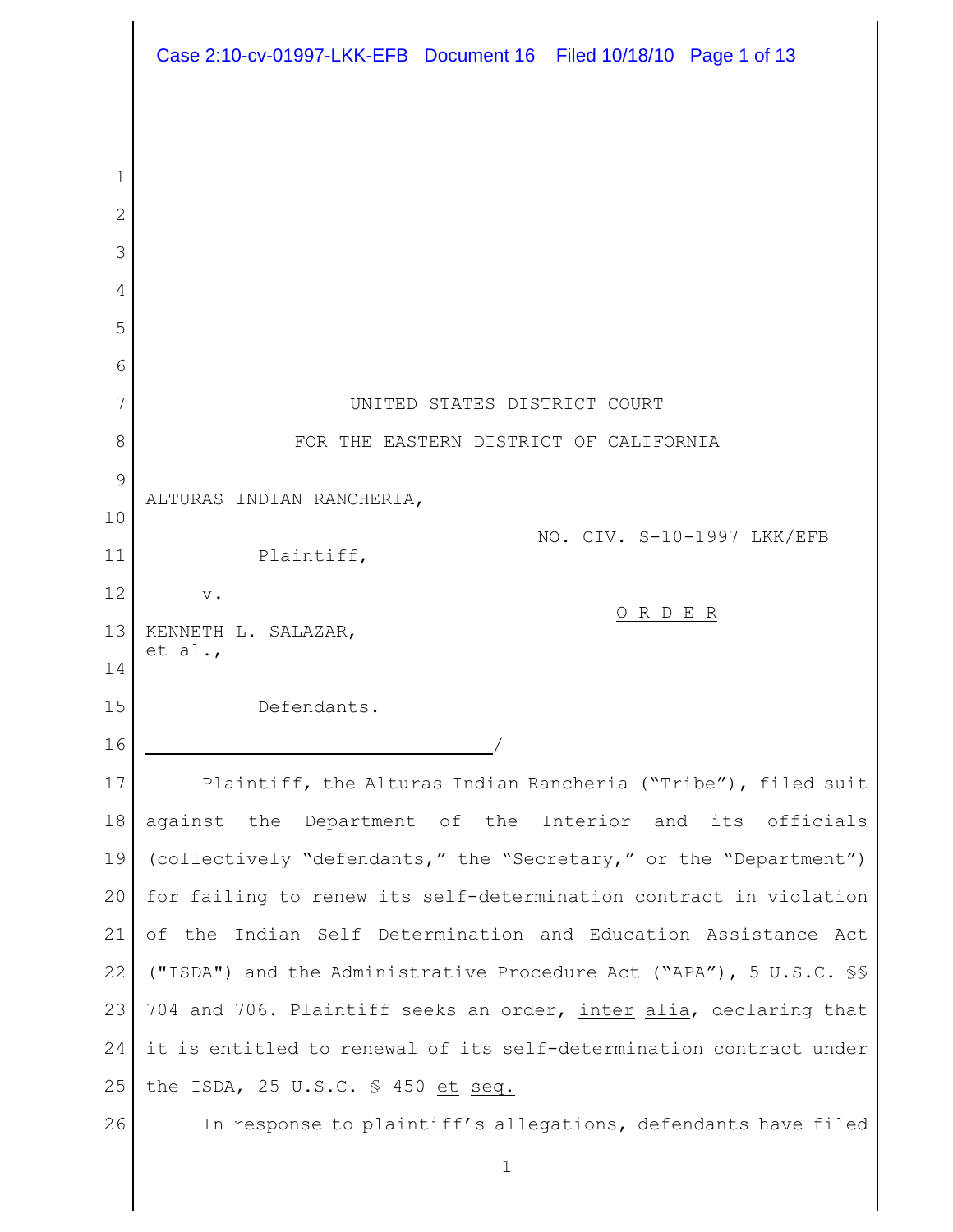UNITED STATES DISTRICT COURT

FOR THE EASTERN DISTRICT OF CALIFORNIA

ALTURAS INDIAN RANCHERIA,

Plaintiff,

v.

KENNETH L. SALAZAR, et al.,

Defendants.

/

NO. CIV. S-10-1997 LKK/EFB

O R D E R

Plaintiff, the Alturas Indian Rancheria ("Tribe"), filed suit against the Department of the Interior and its officials (collectively "defendants," the "Secretary," or the "Department") for failing to renew its self-determination contract in violation of the Indian Self Determination and Education Assistance Act ("ISDA") and the Administrative Procedure Act ("APA"), 5 U.S.C. §§ 704 and 706. Plaintiff seeks an order, inter alia, declaring that it is entitled to renewal of its self-determination contract under the ISDA, 25 U.S.C. § 450 et seq.

In response to plaintiff's allegations, defendants have filed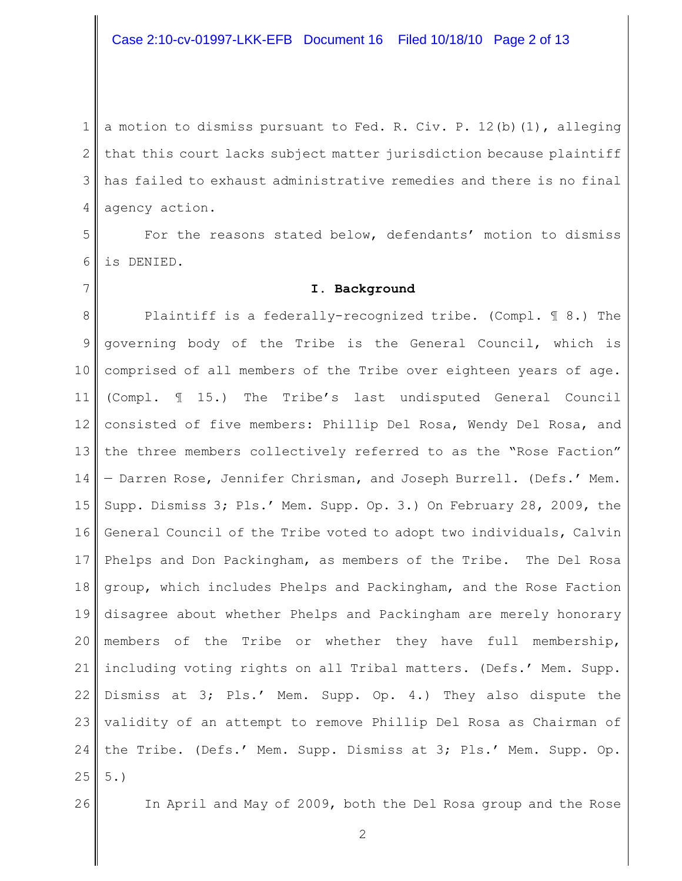a motion to dismiss pursuant to Fed. R. Civ. P. 12(b)(1), alleging that this court lacks subject matter jurisdiction because plaintiff has failed to exhaust administrative remedies and there is no final agency action.

For the reasons stated below, defendants' motion to dismiss is DENIED.

## I. Background

Plaintiff is a federally-recognized tribe. (Compl. ¶ 8.) The governing body of the Tribe is the General Council, which is comprised of all members of the Tribe over eighteen years of age. (Compl. ¶ 15.) The Tribe's last undisputed General Council consisted of five members: Phillip Del Rosa, Wendy Del Rosa, and the three members collectively referred to as the "Rose Faction" — Darren Rose, Jennifer Chrisman, and Joseph Burrell. (Defs.' Mem. Supp. Dismiss 3; Pls.' Mem. Supp. Op. 3.) On February 28, 2009, the General Council of the Tribe voted to adopt two individuals, Calvin Phelps and Don Packingham, as members of the Tribe. The Del Rosa group, which includes Phelps and Packingham, and the Rose Faction disagree about whether Phelps and Packingham are merely honorary members of the Tribe or whether they have full membership, including voting rights on all Tribal matters. (Defs.' Mem. Supp. Dismiss at 3; Pls.' Mem. Supp. Op. 4.) They also dispute the validity of an attempt to remove Phillip Del Rosa as Chairman of the Tribe. (Defs.' Mem. Supp. Dismiss at 3; Pls.' Mem. Supp. Op. 5.)

In April and May of 2009, both the Del Rosa group and the Rose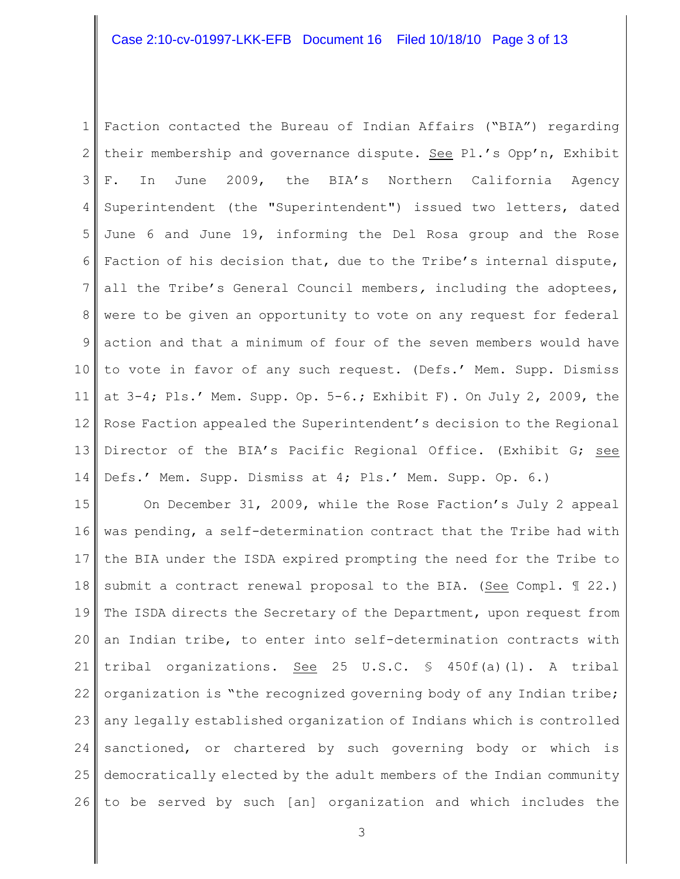Faction contacted the Bureau of Indian Affairs ("BIA") regarding their membership and governance dispute. See Pl.'s Opp'n, Exhibit F. In June 2009, the BIA's Northern California Agency Superintendent (the "Superintendent") issued two letters, dated June 6 and June 19, informing the Del Rosa group and the Rose Faction of his decision that, due to the Tribe's internal dispute, all the Tribe's General Council members, including the adoptees, were to be given an opportunity to vote on any request for federal action and that a minimum of four of the seven members would have to vote in favor of any such request. (Defs.' Mem. Supp. Dismiss at 3-4; Pls.' Mem. Supp. Op. 5-6.; Exhibit F). On July 2, 2009, the Rose Faction appealed the Superintendent's decision to the Regional Director of the BIA's Pacific Regional Office. (Exhibit G; see Defs.' Mem. Supp. Dismiss at 4; Pls.' Mem. Supp. Op. 6.)

On December 31, 2009, while the Rose Faction's July 2 appeal was pending, a self-determination contract that the Tribe had with the BIA under the ISDA expired prompting the need for the Tribe to submit a contract renewal proposal to the BIA. (See Compl. ¶ 22.) The ISDA directs the Secretary of the Department, upon request from an Indian tribe, to enter into self-determination contracts with tribal organizations. See 25 U.S.C. § 450f(a)(1). A tribal organization is "the recognized governing body of any Indian tribe; any legally established organization of Indians which is controlled sanctioned, or chartered by such governing body or which is democratically elected by the adult members of the Indian community to be served by such [an] organization and which includes the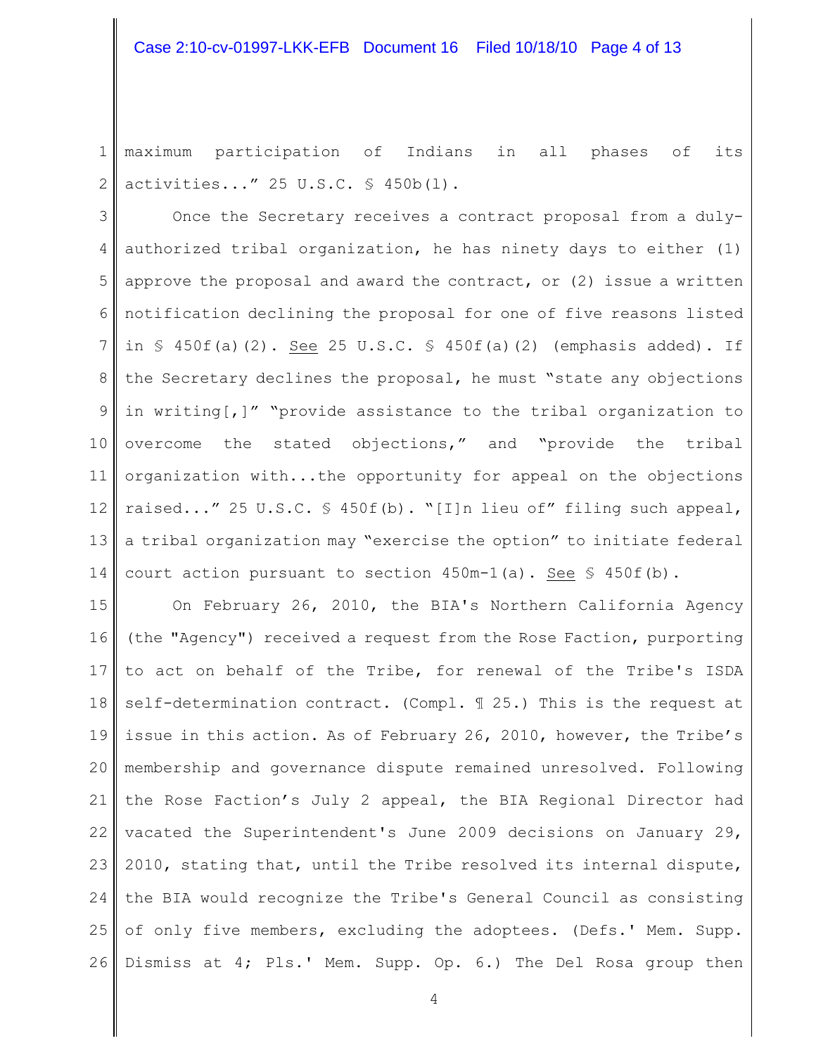maximum participation of Indians in all phases of its activities...” 25 U.S.C. § 450b(l).

Once the Secretary receives a contract proposal from a duly-authorized tribal organization, he has ninety days to either (1) approve the proposal and award the contract, or (2) issue a written notification declining the proposal for one of five reasons listed in § 450f(a)(2). See 25 U.S.C. § 450f(a)(2) (emphasis added). If the Secretary declines the proposal, he must “state any objections in writing[,]” “provide assistance to the tribal organization to overcome the stated objections,” and “provide the tribal organization with...the opportunity for appeal on the objections raised...” 25 U.S.C. § 450f(b). “[I]n lieu of” filing such appeal, a tribal organization may “exercise the option” to initiate federal court action pursuant to section 450m-1(a). See § 450f(b).

On February 26, 2010, the BIA's Northern California Agency (the "Agency") received a request from the Rose Faction, purporting to act on behalf of the Tribe, for renewal of the Tribe's ISDA self-determination contract. (Compl. ¶ 25.) This is the request at issue in this action. As of February 26, 2010, however, the Tribe’s membership and governance dispute remained unresolved. Following the Rose Faction’s July 2 appeal, the BIA Regional Director had vacated the Superintendent's June 2009 decisions on January 29, 2010, stating that, until the Tribe resolved its internal dispute, the BIA would recognize the Tribe's General Council as consisting of only five members, excluding the adoptees. (Defs.' Mem. Supp. Dismiss at 4; Pls.' Mem. Supp. Op. 6.) The Del Rosa group then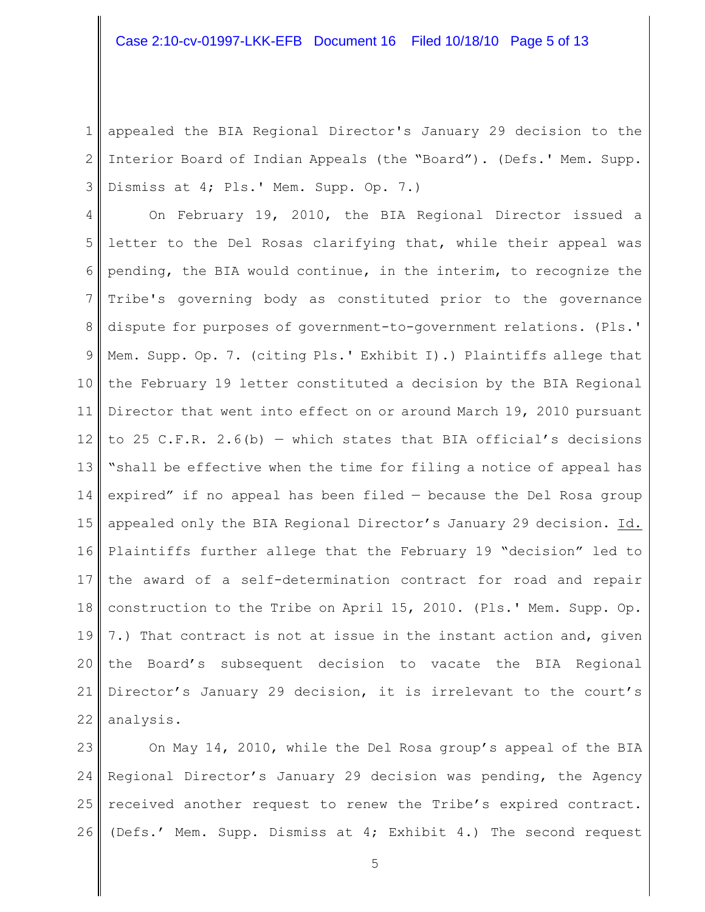appealed the BIA Regional Director's January 29 decision to the Interior Board of Indian Appeals (the "Board"). (Defs.' Mem. Supp. Dismiss at 4; Pls.' Mem. Supp. Op. 7.)

On February 19, 2010, the BIA Regional Director issued a letter to the Del Rosas clarifying that, while their appeal was pending, the BIA would continue, in the interim, to recognize the Tribe's governing body as constituted prior to the governance dispute for purposes of government-to-government relations. (Pls.' Mem. Supp. Op. 7. (citing Pls.' Exhibit I).) Plaintiffs allege that the February 19 letter constituted a decision by the BIA Regional Director that went into effect on or around March 19, 2010 pursuant to 25 C.F.R. 2.6(b) — which states that BIA official's decisions "shall be effective when the time for filing a notice of appeal has expired" if no appeal has been filed — because the Del Rosa group appealed only the BIA Regional Director's January 29 decision. Id. Plaintiffs further allege that the February 19 "decision" led to the award of a self-determination contract for road and repair construction to the Tribe on April 15, 2010. (Pls.' Mem. Supp. Op. 7.) That contract is not at issue in the instant action and, given the Board's subsequent decision to vacate the BIA Regional Director's January 29 decision, it is irrelevant to the court's analysis.

On May 14, 2010, while the Del Rosa group's appeal of the BIA Regional Director's January 29 decision was pending, the Agency received another request to renew the Tribe's expired contract. (Defs.' Mem. Supp. Dismiss at 4; Exhibit 4.) The second request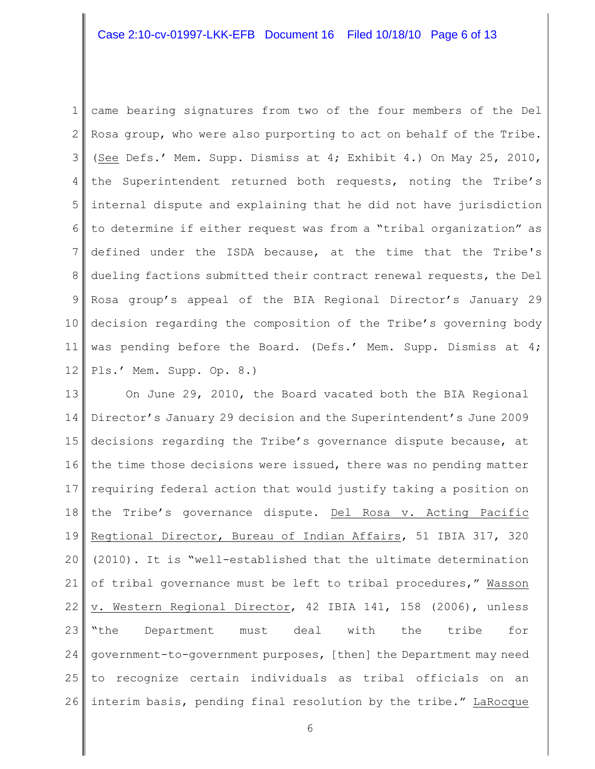came bearing signatures from two of the four members of the Del Rosa group, who were also purporting to act on behalf of the Tribe. (See Defs.' Mem. Supp. Dismiss at 4; Exhibit 4.) On May 25, 2010, the Superintendent returned both requests, noting the Tribe's internal dispute and explaining that he did not have jurisdiction to determine if either request was from a "tribal organization" as defined under the ISDA because, at the time that the Tribe's dueling factions submitted their contract renewal requests, the Del Rosa group's appeal of the BIA Regional Director's January 29 decision regarding the composition of the Tribe's governing body was pending before the Board. (Defs.' Mem. Supp. Dismiss at 4; Pls.' Mem. Supp. Op. 8.)

On June 29, 2010, the Board vacated both the BIA Regional Director's January 29 decision and the Superintendent's June 2009 decisions regarding the Tribe's governance dispute because, at the time those decisions were issued, there was no pending matter requiring federal action that would justify taking a position on the Tribe's governance dispute. Del Rosa v. Acting Pacific Regtional Director, Bureau of Indian Affairs, 51 IBIA 317, 320 (2010). It is "well-established that the ultimate determination of tribal governance must be left to tribal procedures," Wasson v. Western Regional Director, 42 IBIA 141, 158 (2006), unless "the Department must deal with the tribe for government-to-government purposes, [then] the Department may need to recognize certain individuals as tribal officials on an interim basis, pending final resolution by the tribe." LaRocque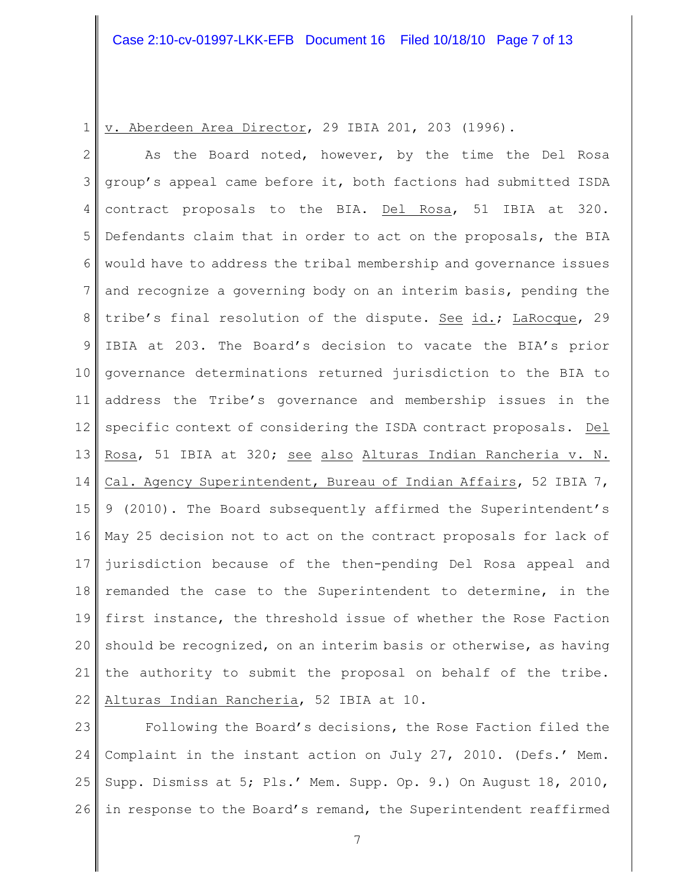v. Aberdeen Area Director, 29 IBIA 201, 203 (1996).

As the Board noted, however, by the time the Del Rosa group's appeal came before it, both factions had submitted ISDA contract proposals to the BIA. Del Rosa, 51 IBIA at 320. Defendants claim that in order to act on the proposals, the BIA would have to address the tribal membership and governance issues and recognize a governing body on an interim basis, pending the tribe's final resolution of the dispute. See id.; LaRocque, 29 IBIA at 203. The Board's decision to vacate the BIA's prior governance determinations returned jurisdiction to the BIA to address the Tribe's governance and membership issues in the specific context of considering the ISDA contract proposals. Del Rosa, 51 IBIA at 320; see also Alturas Indian Rancheria v. N. Cal. Agency Superintendent, Bureau of Indian Affairs, 52 IBIA 7, 9 (2010). The Board subsequently affirmed the Superintendent's May 25 decision not to act on the contract proposals for lack of jurisdiction because of the then-pending Del Rosa appeal and remanded the case to the Superintendent to determine, in the first instance, the threshold issue of whether the Rose Faction should be recognized, on an interim basis or otherwise, as having the authority to submit the proposal on behalf of the tribe. Alturas Indian Rancheria, 52 IBIA at 10.

Following the Board's decisions, the Rose Faction filed the Complaint in the instant action on July 27, 2010. (Defs.' Mem. Supp. Dismiss at 5; Pls.' Mem. Supp. Op. 9.) On August 18, 2010, in response to the Board's remand, the Superintendent reaffirmed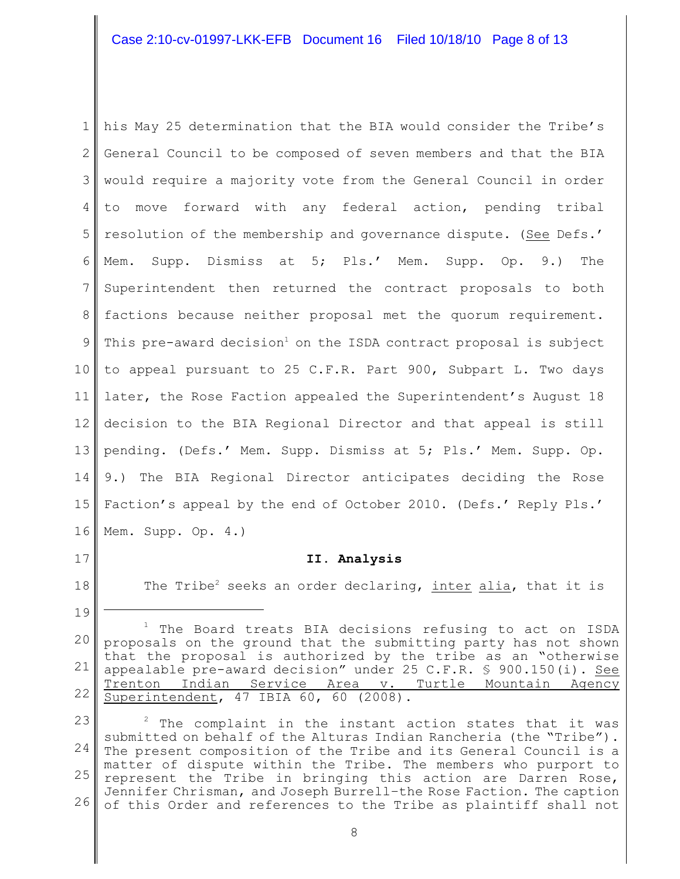his May 25 determination that the BIA would consider the Tribe's General Council to be composed of seven members and that the BIA would require a majority vote from the General Council in order to move forward with any federal action, pending tribal resolution of the membership and governance dispute. (See Defs.' Mem. Supp. Dismiss at 5; Pls.' Mem. Supp. Op. 9.) The Superintendent then returned the contract proposals to both factions because neither proposal met the quorum requirement. This pre-award decision[1] on the ISDA contract proposal is subject to appeal pursuant to 25 C.F.R. Part 900, Subpart L. Two days later, the Rose Faction appealed the Superintendent's August 18 decision to the BIA Regional Director and that appeal is still pending. (Defs.' Mem. Supp. Dismiss at 5; Pls.' Mem. Supp. Op. 9.) The BIA Regional Director anticipates deciding the Rose Faction's appeal by the end of October 2010. (Defs.' Reply Pls.' Mem. Supp. Op. 4.)

## II. Analysis

The Tribe[2] seeks an order declaring, inter alia, that it is

---

[1] The Board treats BIA decisions refusing to act on ISDA proposals on the ground that the submitting party has not shown that the proposal is authorized by the tribe as an "otherwise appealable pre-award decision" under 25 C.F.R. § 900.150(i). See Trenton Indian Service Area v. Turtle Mountain Agency Superintendent, 47 IBIA 60, 60 (2008).

[2] The complaint in the instant action states that it was submitted on behalf of the Alturas Indian Rancheria (the "Tribe"). The present composition of the Tribe and its General Council is a matter of dispute within the Tribe. The members who purport to represent the Tribe in bringing this action are Darren Rose, Jennifer Chrisman, and Joseph Burrell–the Rose Faction. The caption of this Order and references to the Tribe as plaintiff shall not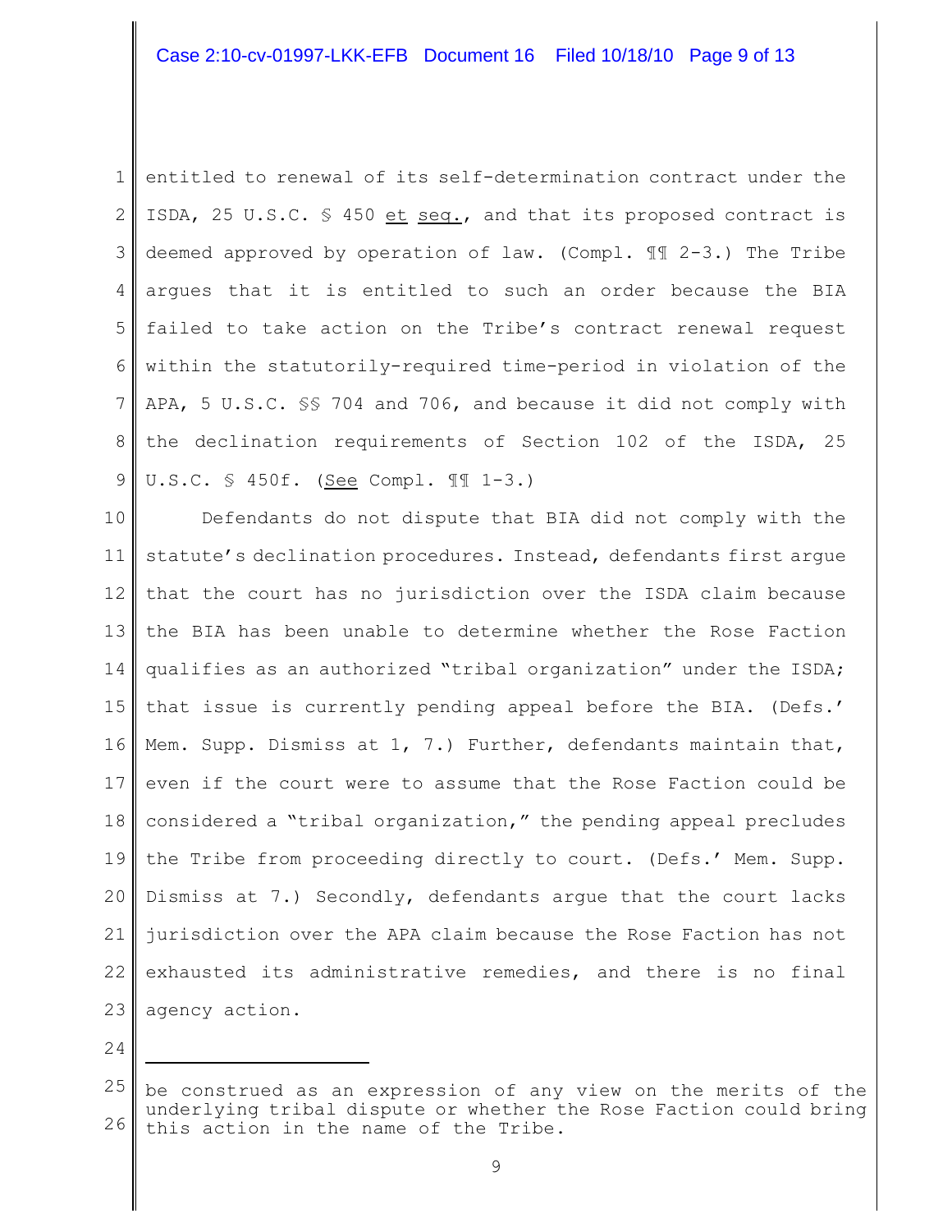entitled to renewal of its self-determination contract under the ISDA, 25 U.S.C. § 450 et seq., and that its proposed contract is deemed approved by operation of law. (Compl. ¶¶ 2-3.) The Tribe argues that it is entitled to such an order because the BIA failed to take action on the Tribe's contract renewal request within the statutorily-required time-period in violation of the APA, 5 U.S.C. §§ 704 and 706, and because it did not comply with the declination requirements of Section 102 of the ISDA, 25 U.S.C. § 450f. (See Compl. ¶¶ 1-3.)

Defendants do not dispute that BIA did not comply with the statute's declination procedures. Instead, defendants first argue that the court has no jurisdiction over the ISDA claim because the BIA has been unable to determine whether the Rose Faction qualifies as an authorized "tribal organization" under the ISDA; that issue is currently pending appeal before the BIA. (Defs.' Mem. Supp. Dismiss at 1, 7.) Further, defendants maintain that, even if the court were to assume that the Rose Faction could be considered a "tribal organization," the pending appeal precludes the Tribe from proceeding directly to court. (Defs.' Mem. Supp. Dismiss at 7.) Secondly, defendants argue that the court lacks jurisdiction over the APA claim because the Rose Faction has not exhausted its administrative remedies, and there is no final agency action.

---

be construed as an expression of any view on the merits of the underlying tribal dispute or whether the Rose Faction could bring this action in the name of the Tribe.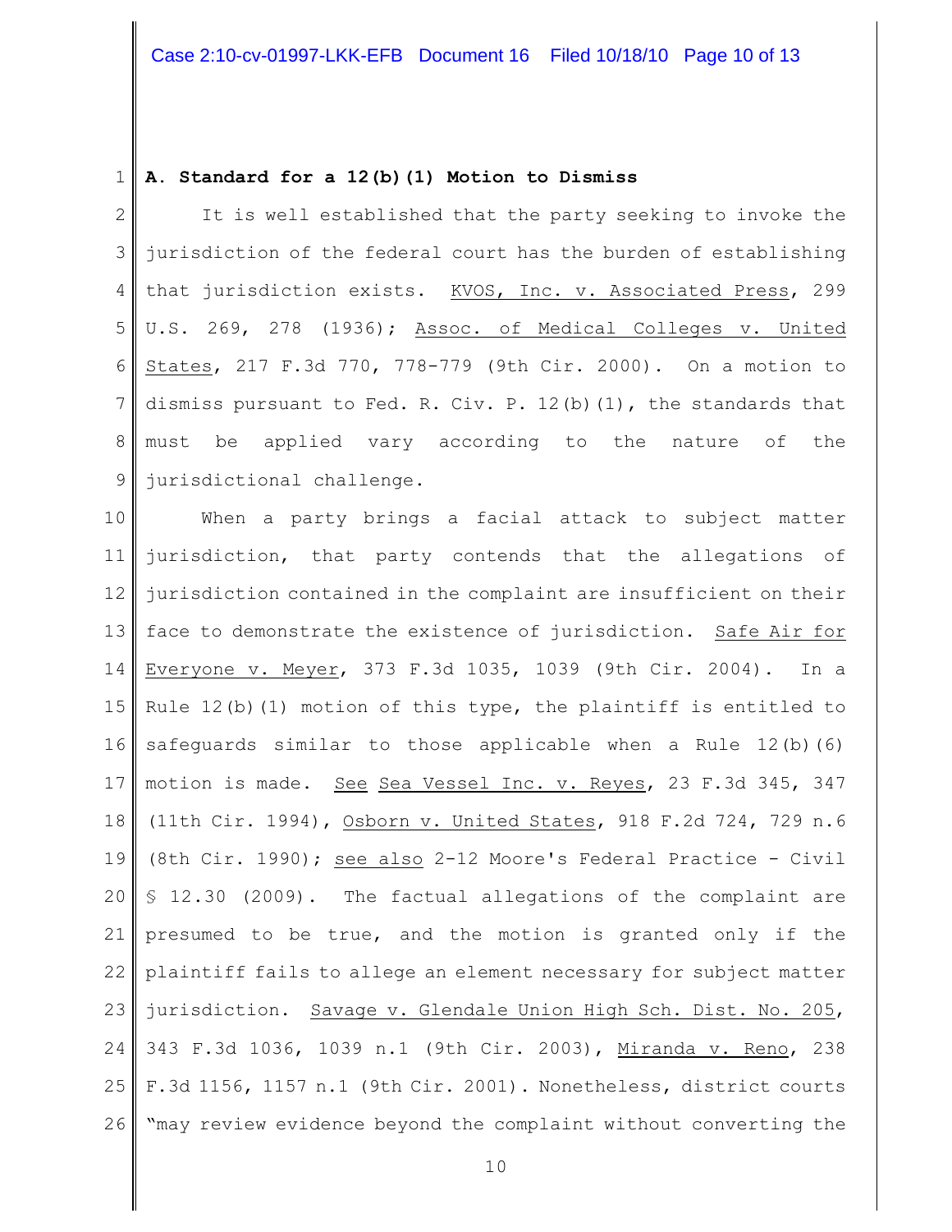### A. Standard for a 12(b)(1) Motion to Dismiss

It is well established that the party seeking to invoke the jurisdiction of the federal court has the burden of establishing that jurisdiction exists. KVOS, Inc. v. Associated Press, 299 U.S. 269, 278 (1936); Assoc. of Medical Colleges v. United States, 217 F.3d 770, 778-779 (9th Cir. 2000). On a motion to dismiss pursuant to Fed. R. Civ. P. 12(b)(1), the standards that must be applied vary according to the nature of the jurisdictional challenge.

When a party brings a facial attack to subject matter jurisdiction, that party contends that the allegations of jurisdiction contained in the complaint are insufficient on their face to demonstrate the existence of jurisdiction. Safe Air for Everyone v. Meyer, 373 F.3d 1035, 1039 (9th Cir. 2004). In a Rule 12(b)(1) motion of this type, the plaintiff is entitled to safeguards similar to those applicable when a Rule 12(b)(6) motion is made. See Sea Vessel Inc. v. Reyes, 23 F.3d 345, 347 (11th Cir. 1994), Osborn v. United States, 918 F.2d 724, 729 n.6 (8th Cir. 1990); see also 2-12 Moore's Federal Practice - Civil § 12.30 (2009). The factual allegations of the complaint are presumed to be true, and the motion is granted only if the plaintiff fails to allege an element necessary for subject matter jurisdiction. Savage v. Glendale Union High Sch. Dist. No. 205, 343 F.3d 1036, 1039 n.1 (9th Cir. 2003), Miranda v. Reno, 238 F.3d 1156, 1157 n.1 (9th Cir. 2001). Nonetheless, district courts "may review evidence beyond the complaint without converting the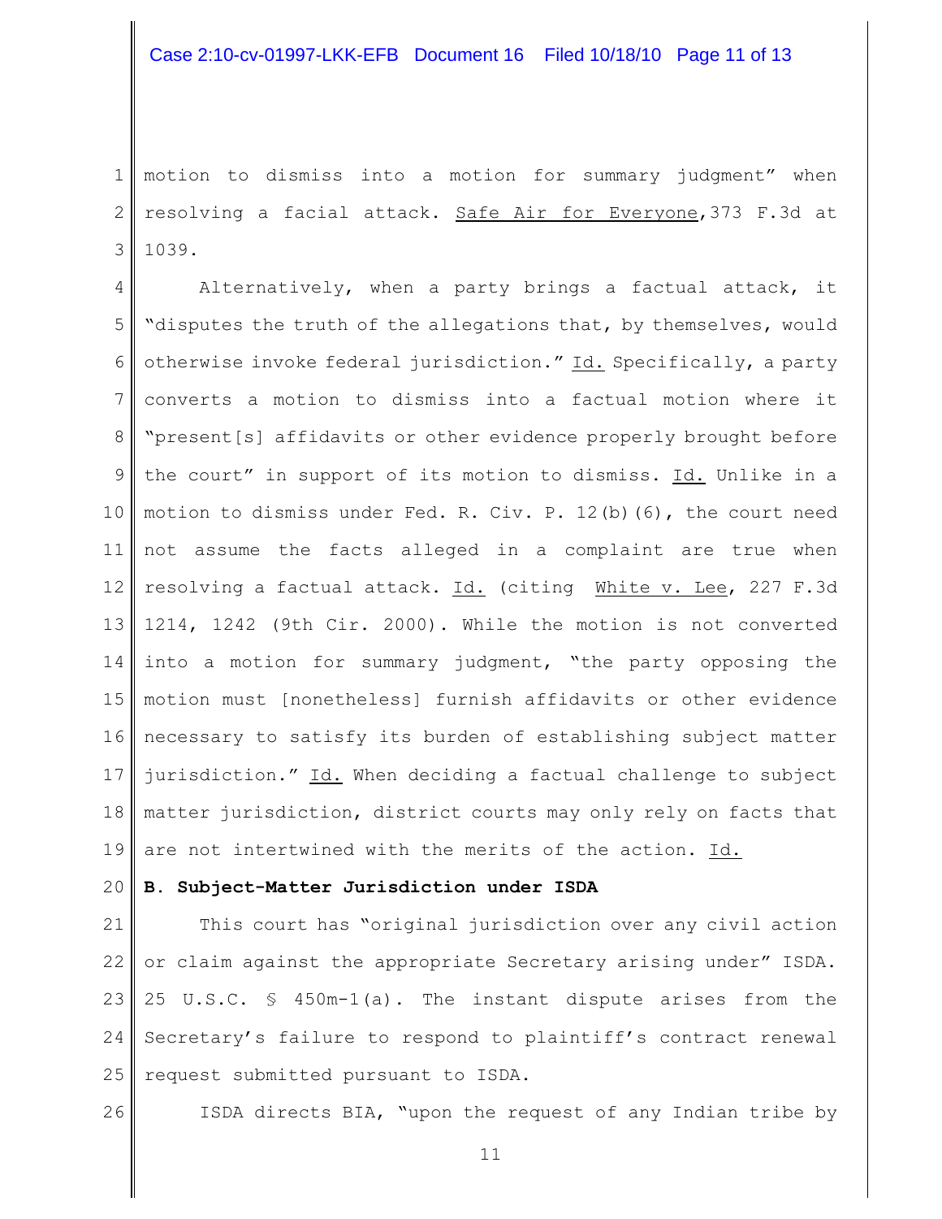motion to dismiss into a motion for summary judgment" when resolving a facial attack. Safe Air for Everyone,373 F.3d at 1039.

Alternatively, when a party brings a factual attack, it "disputes the truth of the allegations that, by themselves, would otherwise invoke federal jurisdiction." Id. Specifically, a party converts a motion to dismiss into a factual motion where it "present[s] affidavits or other evidence properly brought before the court" in support of its motion to dismiss. Id. Unlike in a motion to dismiss under Fed. R. Civ. P. 12(b)(6), the court need not assume the facts alleged in a complaint are true when resolving a factual attack. Id. (citing White v. Lee, 227 F.3d 1214, 1242 (9th Cir. 2000). While the motion is not converted into a motion for summary judgment, "the party opposing the motion must [nonetheless] furnish affidavits or other evidence necessary to satisfy its burden of establishing subject matter jurisdiction." Id. When deciding a factual challenge to subject matter jurisdiction, district courts may only rely on facts that are not intertwined with the merits of the action. Id.

**B. Subject-Matter Jurisdiction under ISDA**

This court has "original jurisdiction over any civil action or claim against the appropriate Secretary arising under" ISDA. 25 U.S.C. § 450m-1(a). The instant dispute arises from the Secretary's failure to respond to plaintiff's contract renewal request submitted pursuant to ISDA.

ISDA directs BIA, "upon the request of any Indian tribe by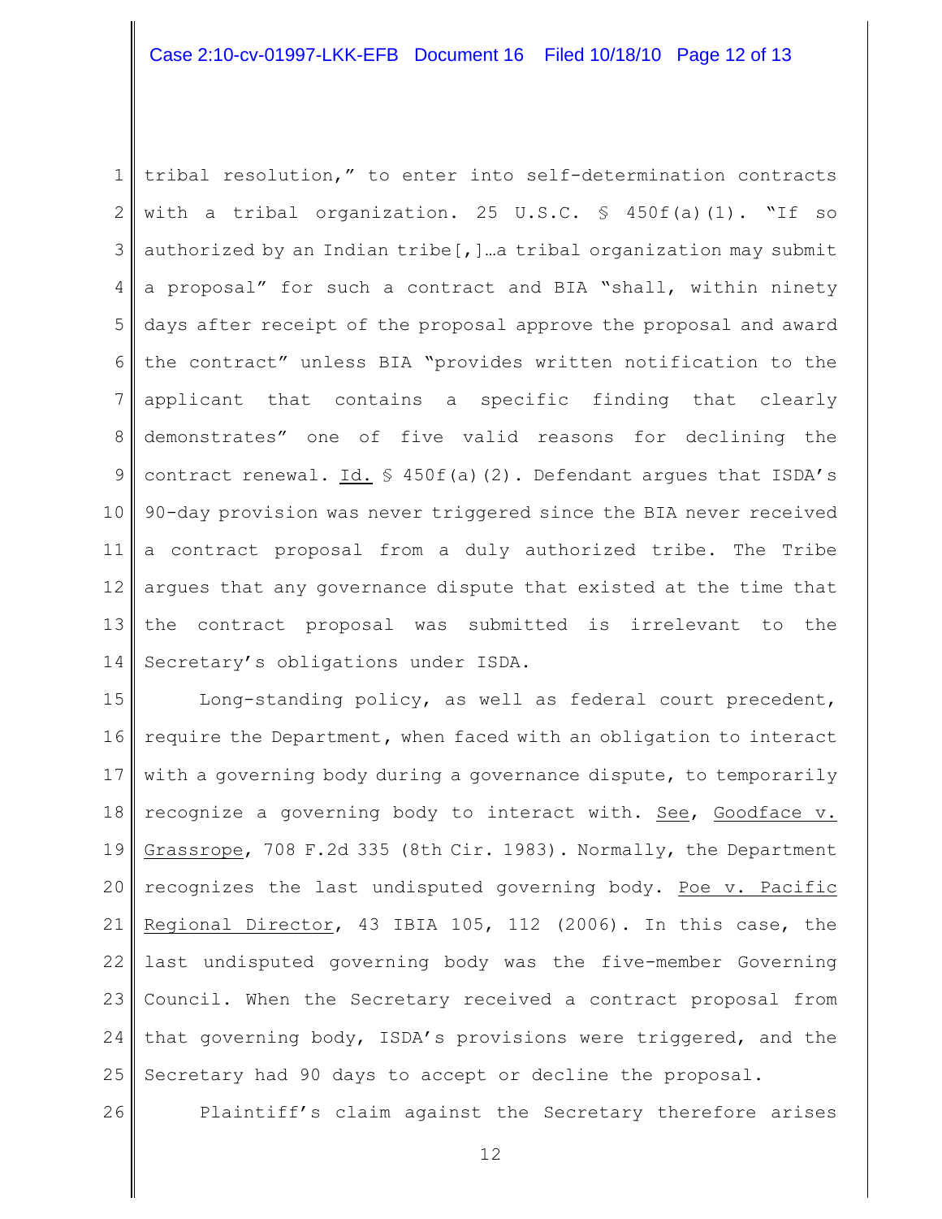tribal resolution," to enter into self-determination contracts with a tribal organization. 25 U.S.C. § 450f(a)(1). "If so authorized by an Indian tribe[,]…a tribal organization may submit a proposal" for such a contract and BIA "shall, within ninety days after receipt of the proposal approve the proposal and award the contract" unless BIA "provides written notification to the applicant that contains a specific finding that clearly demonstrates" one of five valid reasons for declining the contract renewal. Id. § 450f(a)(2). Defendant argues that ISDA's 90-day provision was never triggered since the BIA never received a contract proposal from a duly authorized tribe. The Tribe argues that any governance dispute that existed at the time that the contract proposal was submitted is irrelevant to the Secretary's obligations under ISDA.

Long-standing policy, as well as federal court precedent, require the Department, when faced with an obligation to interact with a governing body during a governance dispute, to temporarily recognize a governing body to interact with. See, Goodface v. Grassrope, 708 F.2d 335 (8th Cir. 1983). Normally, the Department recognizes the last undisputed governing body. Poe v. Pacific Regional Director, 43 IBIA 105, 112 (2006). In this case, the last undisputed governing body was the five-member Governing Council. When the Secretary received a contract proposal from that governing body, ISDA's provisions were triggered, and the Secretary had 90 days to accept or decline the proposal.

Plaintiff's claim against the Secretary therefore arises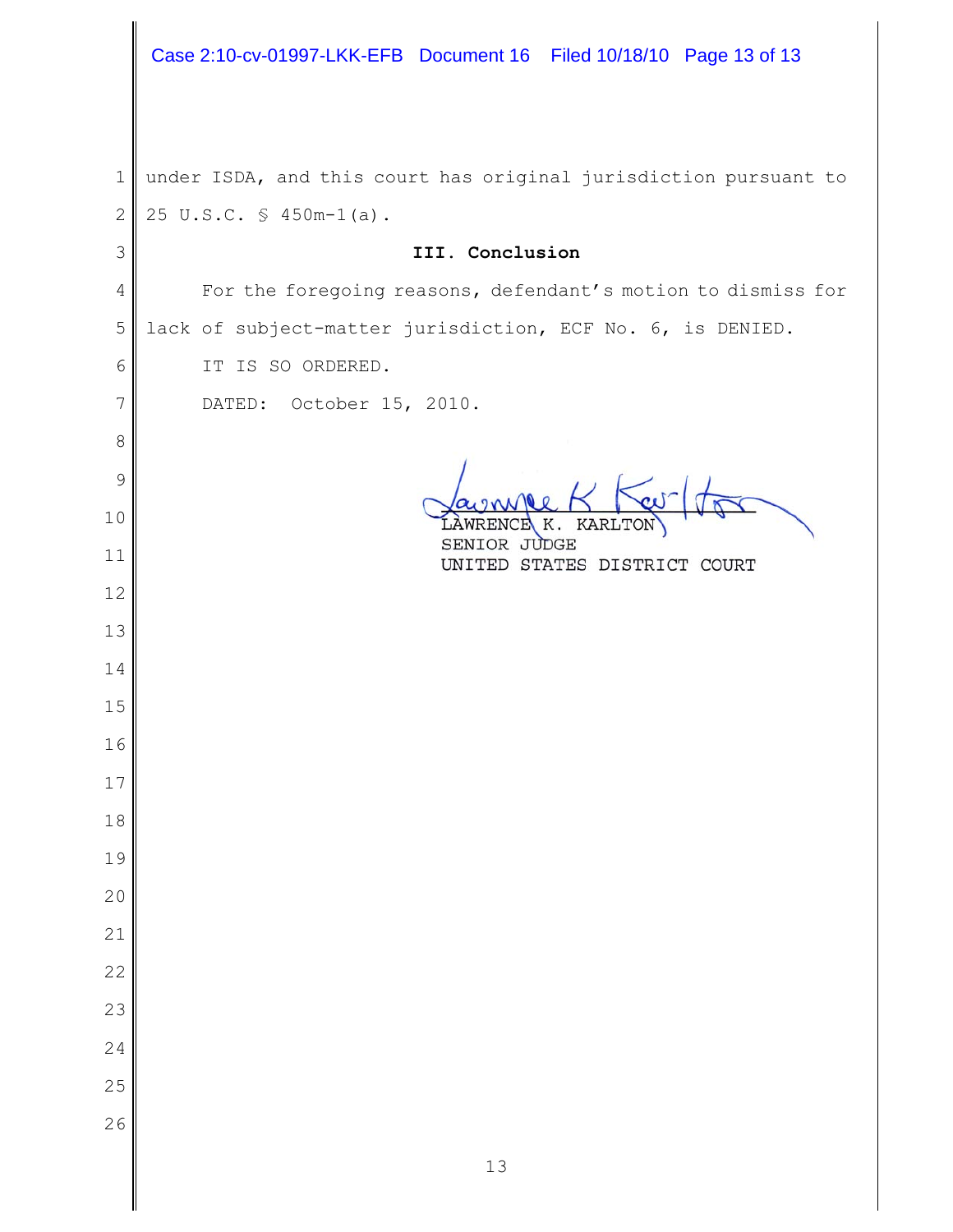under ISDA, and this court has original jurisdiction pursuant to 25 U.S.C. § 450m-1(a).

### III. Conclusion

For the foregoing reasons, defendant's motion to dismiss for lack of subject-matter jurisdiction, ECF No. 6, is DENIED.

IT IS SO ORDERED.

DATED: October 15, 2010.

LAWRENCE K. KARLTON
SENIOR JUDGE
UNITED STATES DISTRICT COURT